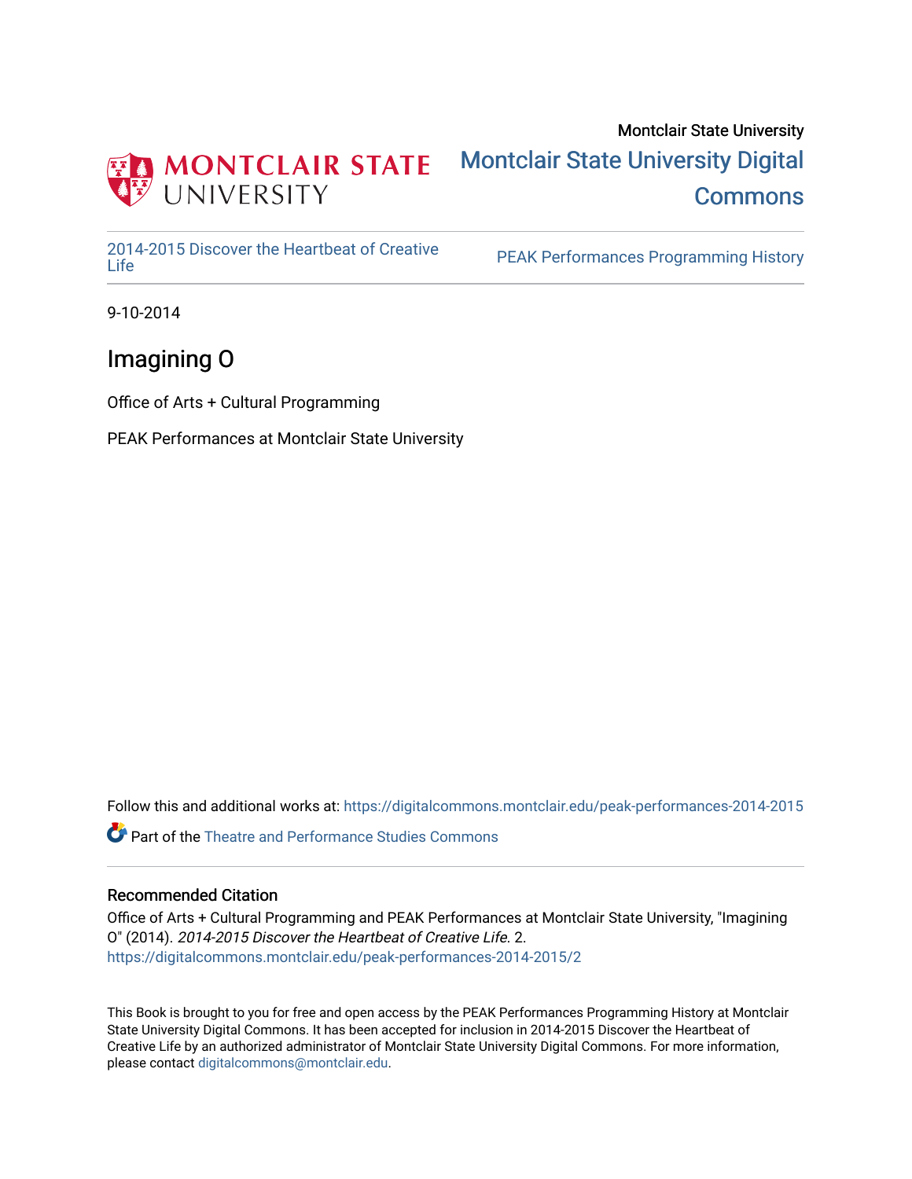Montclair State University

Montclair State University Digital Commons

2014-2015 Discover the Heartbeat of Creative Life

PEAK Performances Programming History

9-10-2014

# Imagining O

Office of Arts + Cultural Programming

PEAK Performances at Montclair State University

Follow this and additional works at: https://digitalcommons.montclair.edu/peak-performances-2014-2015

Part of the Theatre and Performance Studies Commons

## Recommended Citation

Office of Arts + Cultural Programming and PEAK Performances at Montclair State University, "Imagining O" (2014). *2014-2015 Discover the Heartbeat of Creative Life*. 2.
https://digitalcommons.montclair.edu/peak-performances-2014-2015/2

This Book is brought to you for free and open access by the PEAK Performances Programming History at Montclair State University Digital Commons. It has been accepted for inclusion in 2014-2015 Discover the Heartbeat of Creative Life by an authorized administrator of Montclair State University Digital Commons. For more information, please contact digitalcommons@montclair.edu.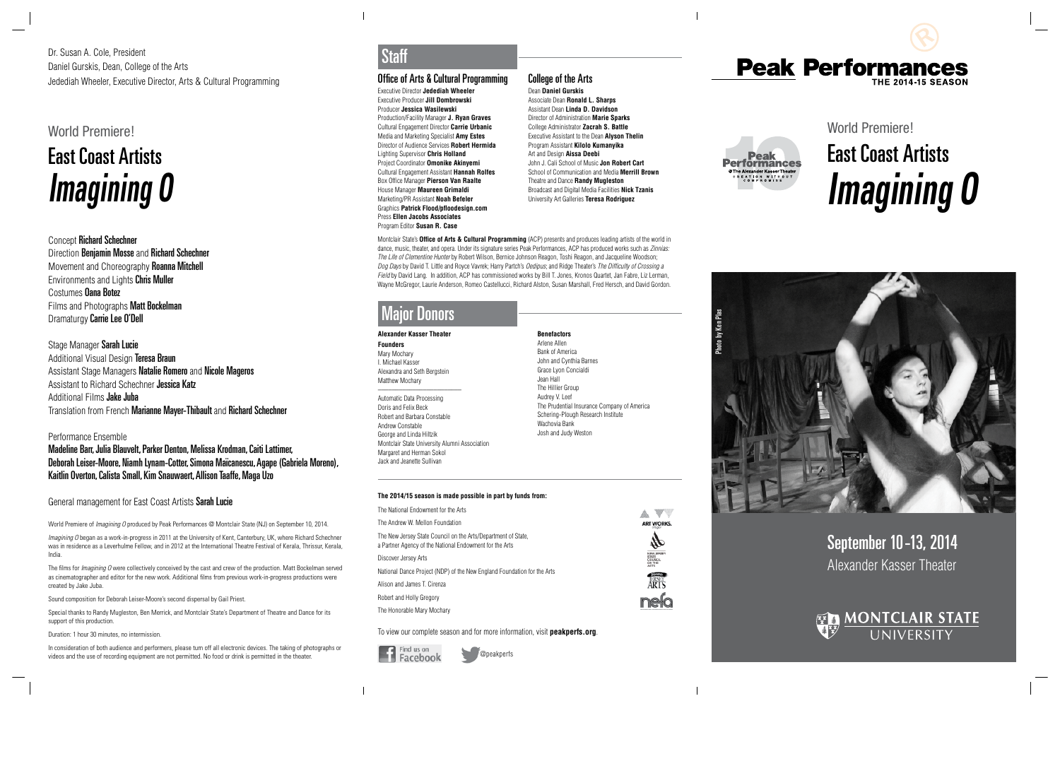Dr. Susan A. Cole, President
Daniel Gurskis, Dean, College of the Arts
Jedediah Wheeler, Executive Director, Arts & Cultural Programming

World Premiere!

# East Coast Artists *Imagining O*

Concept **Richard Schechner**
Direction **Benjamin Mosse** and **Richard Schechner**
Movement and Choreography **Roanna Mitchell**
Environments and Lights **Chris Muller**
Costumes **Oana Botez**
Films and Photographs **Matt Bockelman**
Dramaturgy **Carrie Lee O'Dell**

Stage Manager **Sarah Lucie**
Additional Visual Design **Teresa Braun**
Assistant Stage Managers **Natalie Romero** and **Nicole Mageros**
Assistant to Richard Schechner **Jessica Katz**
Additional Films **Jake Juba**
Translation from French **Marianne Mayer-Thibault** and **Richard Schechner**

Performance Ensemble
**Madeline Barr, Julia Blauvelt, Parker Denton, Melissa Krodman, Caiti Lattimer, Deborah Leiser-Moore, Niamh Lynam-Cotter, Simona Maicanescu, Agape (Gabriela Moreno), Kaitlin Overton, Calista Small, Kim Snauwaert, Allison Taaffe, Maga Uzo**

General management for East Coast Artists **Sarah Lucie**

World Premiere of *Imagining O* produced by Peak Performances @ Montclair State (NJ) on September 10, 2014.

*Imagining O* began as a work-in-progress in 2011 at the University of Kent, Canterbury, UK, where Richard Schechner was in residence as a Leverhulme Fellow, and in 2012 at the International Theatre Festival of Kerala, Thrissur, Kerala, India.

The films for *Imagining O* were collectively conceived by the cast and crew of the production. Matt Bockelman served as cinematographer and editor for the new work. Additional films from previous work-in-progress productions were created by Jake Juba.

Sound composition for Deborah Leiser-Moore's second dispersal by Gail Priest.

Special thanks to Randy Mugleston, Ben Merrick, and Montclair State's Department of Theatre and Dance for its support of this production.

Duration: 1 hour 30 minutes, no intermission.

In consideration of both audience and performers, please turn off all electronic devices. The taking of photographs or videos and the use of recording equipment are not permitted. No food or drink is permitted in the theater.

## Staff

### Office of Arts & Cultural Programming

Executive Director **Jedediah Wheeler**
Executive Producer **Jill Dombrowski**
Producer **Jessica Wasilewski**
Production/Facility Manager **J. Ryan Graves**
Cultural Engagement Director **Carrie Urbanic**
Media and Marketing Specialist **Amy Estes**
Director of Audience Services **Robert Hermida**
Lighting Supervisor **Chris Holland**
Project Coordinator **Omonike Akinyemi**
Cultural Engagement Assistant **Hannah Rolfes**
Box Office Manager **Pierson Van Raalte**
House Manager **Maureen Grimaldi**
Marketing/PR Assistant **Noah Befeler**
Graphics **Patrick Flood/pfloodesign.com**
Press **Ellen Jacobs Associates**
Program Editor **Susan R. Case**

### College of the Arts

Dean **Daniel Gurskis**
Associate Dean **Ronald L. Sharps**
Assistant Dean **Linda D. Davidson**
Director of Administration **Marie Sparks**
College Administrator **Zacrah S. Battle**
Executive Assistant to the Dean **Alyson Thelin**
Program Assistant **Kilolo Kumanyika**
Art and Design **Aissa Deebi**
John J. Cali School of Music **Jon Robert Cart**
School of Communication and Media **Merrill Brown**
Theatre and Dance **Randy Mugleston**
Broadcast and Digital Media Facilities **Nick Tzanis**
University Art Galleries **Teresa Rodriguez**

Montclair State's **Office of Arts & Cultural Programming** (ACP) presents and produces leading artists of the world in dance, music, theater, and opera. Under its signature series Peak Performances, ACP has produced works such as *Zinnias: The Life of Clementine Hunter* by Robert Wilson, Bernice Johnson Reagon, Toshi Reagon, and Jacqueline Woodson; *Dog Days* by David T. Little and Royce Vavrek; Harry Partch's *Oedipus*; and Ridge Theater's *The Difficulty of Crossing a Field* by David Lang. In addition, ACP has commissioned works by Bill T. Jones, Kronos Quartet, Jan Fabre, Liz Lerman, Wayne McGregor, Laurie Anderson, Romeo Castellucci, Richard Alston, Susan Marshall, Fred Hersch, and David Gordon.

## Major Donors

**Alexander Kasser Theater**

**Founders**
Mary Mochary
I. Michael Kasser
Alexandra and Seth Bergstein
Matthew Mochary

Automatic Data Processing
Doris and Felix Beck
Robert and Barbara Constable
Andrew Constable
George and Linda Hiltzik
Montclair State University Alumni Association
Margaret and Herman Sokol
Jack and Jeanette Sullivan

**Benefactors**
Arlene Allen
Bank of America
John and Cynthia Barnes
Grace Lyon Concialdi
Jean Hall
The Hillier Group
Audrey V. Leef
The Prudential Insurance Company of America
Schering-Plough Research Institute
Wachovia Bank
Josh and Judy Weston

**The 2014/15 season is made possible in part by funds from:**

The National Endowment for the Arts

The Andrew W. Mellon Foundation

The New Jersey State Council on the Arts/Department of State, a Partner Agency of the National Endowment for the Arts

Discover Jersey Arts

National Dance Project (NDP) of the New England Foundation for the Arts

Alison and James T. Cirenza

Robert and Holly Gregory

The Honorable Mary Mochary

To view our complete season and for more information, visit **peakperfs.org**.

Find us on Facebook @peakperfs

# Peak Performances
THE 2014-15 SEASON

Peak Performances @ The Alexander Kasser Theater — CREATION WITHOUT COMPROMISE

World Premiere!

# East Coast Artists *Imagining O*

Photo by Ken Plas

## September 10-13, 2014
Alexander Kasser Theater

MONTCLAIR STATE UNIVERSITY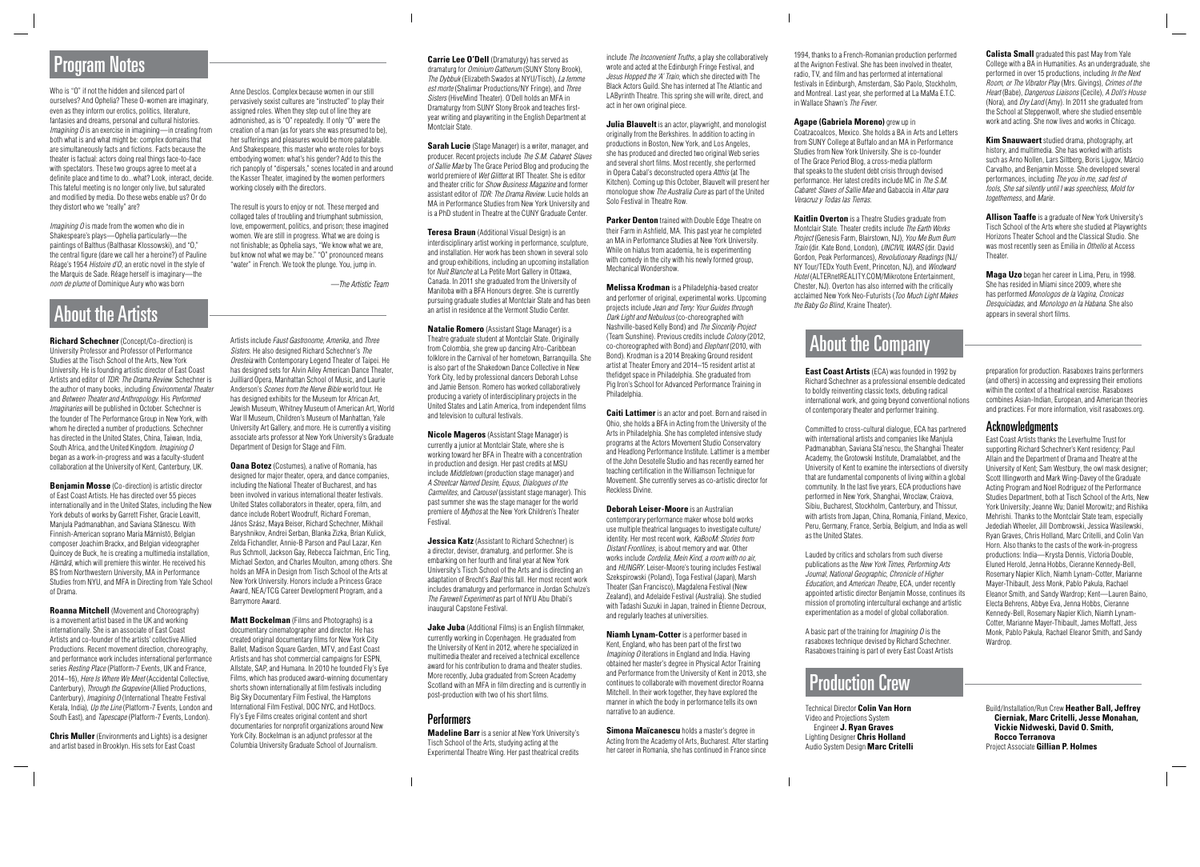## Program Notes

Who is "O" if not the hidden and silenced part of ourselves? And Ophelia? These O-women are imaginary, even as they inform our erotics, politics, literature, fantasies and dreams, personal and cultural histories. *Imagining O* is an exercise in imagining—in creating from both what is and what might be: complex domains that are simultaneously facts and fictions. Facts because the theater is factual: actors doing real things face-to-face with spectators. These two groups agree to meet at a definite place and time to do...what? Look, interact, decide. This fateful meeting is no longer only live, but saturated and modified by media. Do these webs enable us? Or do they distort who we "really" are?

*Imagining O* is made from the women who die in Shakespeare's plays—Ophelia particularly—the paintings of Balthus (Balthasar Klossowski), and "O," the central figure (dare we call her a heroine?) of Pauline Réage's 1954 *Histoire d'O*, an erotic novel in the style of the Marquis de Sade. Réage herself is imaginary—the *nom de plume* of Dominique Aury who was born Anne Desclos. Complex because women in our still pervasively sexist cultures are "instructed" to play their assigned roles. When they step out of line they are admonished, as is "O" repeatedly. If only "O" were the creation of a man (as for years she was presumed to be), her sufferings and pleasures would be more palatable. And Shakespeare, this master who wrote roles for boys embodying women: what's his gender? Add to this the rich panoply of "dispersals," scenes located in and around the Kasser Theater, imagined by the women performers working closely with the directors.

The result is yours to enjoy or not. These merged and collaged tales of troubling and triumphant submission, love, empowerment, politics, and prison; these imagined women. We are still in progress. What we are doing is not finishable; as Ophelia says, "We know what we are, but know not what we may be." "O" pronounced means "water" in French. We took the plunge. You, jump in.

—*The Artistic Team*

## About the Artists

**Richard Schechner** (Concept/Co-direction) is University Professor and Professor of Performance Studies at the Tisch School of the Arts, New York University. He is founding artistic director of East Coast Artists and editor of *TDR: The Drama Review*. Schechner is the author of many books, including *Environmental Theater* and *Between Theater and Anthropology*. His *Performed Imaginaries* will be published in October. Schechner is the founder of The Performance Group in New York, with whom he directed a number of productions. Schechner has directed in the United States, China, Taiwan, India, South Africa, and the United Kingdom. *Imagining O* began as a work-in-progress and was a faculty-student collaboration at the University of Kent, Canterbury, UK.

**Benjamin Mosse** (Co-direction) is artistic director of East Coast Artists. He has directed over 55 pieces internationally and in the United States, including the New York debuts of works by Garrett Fisher, Gracie Leavitt, Manjula Padmanabhan, and Saviana Stănescu. With Finnish-American soprano Maria Männistö, Belgian composer Joachim Brackx, and Belgian videographer Quincey de Buck, he is creating a multimedia installation, *Hämärä*, which will premiere this winter. He received his BS from Northwestern University, MA in Performance Studies from NYU, and MFA in Directing from Yale School of Drama.

**Roanna Mitchell** (Movement and Choreography) is a movement artist based in the UK and working internationally. She is an associate of East Coast Artists and co-founder of the artists' collective Allied Productions. Recent movement direction, choreography, and performance work includes international performance series *Resting Place* (Platform-7 Events, UK and France, 2014–16), *Here Is Where We Meet* (Accidental Collective, Canterbury), *Through the Grapevine* (Allied Productions, Canterbury), *Imagining O* (International Theatre Festival Kerala, India), *Up the Line* (Platform-7 Events, London and South East), and *Tapescape* (Platform-7 Events, London).

**Chris Muller** (Environments and Lights) is a designer and artist based in Brooklyn. His sets for East Coast Artists include *Faust Gastronome*, *Amerika*, and *Three Sisters*. He also designed Richard Schechner's *The Oresteia* with Contemporary Legend Theater of Taipei. He has designed sets for Alvin Ailey American Dance Theater, Juilliard Opera, Manhattan School of Music, and Laurie Anderson's *Scenes from the Nerve Bible* world tour. He has designed exhibits for the Museum for African Art, Jewish Museum, Whitney Museum of American Art, World War II Museum, Children's Museum of Manhattan, Yale University Art Gallery, and more. He is currently a visiting associate arts professor at New York University's Graduate Department of Design for Stage and Film.

**Oana Botez** (Costumes), a native of Romania, has designed for major theater, opera, and dance companies, including the National Theater of Bucharest, and has been involved in various international theater festivals. United States collaborators in theater, opera, film, and dance include Robert Woodruff, Richard Foreman, János Szász, Maya Beiser, Richard Schechner, Mikhail Baryshnikov, Andrei Serban, Blanka Zizka, Brian Kulick, Zelda Fichandler, Annie-B Parson and Paul Lazar, Ken Rus Schmoll, Jackson Gay, Rebecca Taichman, Eric Ting, Michael Sexton, and Charles Moulton, among others. She holds an MFA in Design from Tisch School of the Arts at New York University. Honors include a Princess Grace Award, NEA/TCG Career Development Program, and a Barrymore Award.

**Matt Bockelman** (Films and Photographs) is a documentary cinematographer and director. He has created original documentary films for New York City Ballet, Madison Square Garden, MTV, and East Coast Artists and has shot commercial campaigns for ESPN, Allstate, SAP, and Humana. In 2010 he founded Fly's Eye Films, which has produced award-winning documentary shorts shown internationally at film festivals including Big Sky Documentary Film Festival, the Hamptons International Film Festival, DOC NYC, and HotDocs. Fly's Eye Films creates original content and short documentaries for nonprofit organizations around New York City. Bockelman is an adjunct professor at the Columbia University Graduate School of Journalism.

**Carrie Lee O'Dell** (Dramaturgy) has served as dramaturg for *Ominium Gatherum* (SUNY Stony Brook), *The Dybbuk* (Elizabeth Swados at NYU/Tisch), *La femme est morte* (Shalimar Productions/NY Fringe), and *Three Sisters* (HiveMind Theater). O'Dell holds an MFA in Dramaturgy from SUNY Stony Brook and teaches first-year writing and playwriting in the English Department at Montclair State.

**Sarah Lucie** (Stage Manager) is a writer, manager, and producer. Recent projects include *The S.M. Cabaret: Slaves of Sallie Mae* by The Grace Period Blog and producing the world premiere of *Wet Glitter* at IRT Theater. She is editor and theater critic for *Show Business Magazine* and former assistant editor of *TDR: The Drama Review*. Lucie holds an MA in Performance Studies from New York University and is a PhD student in Theatre at the CUNY Graduate Center.

**Teresa Braun** (Additional Visual Design) is an interdisciplinary artist working in performance, sculpture, and installation. Her work has been shown in several solo and group exhibitions, including an upcoming installation for *Nuit Blanche* at La Petite Mort Gallery in Ottawa, Canada. In 2011 she graduated from the University of Manitoba with a BFA Honours degree. She is currently pursuing graduate studies at Montclair State and has been an artist in residence at the Vermont Studio Center.

**Natalie Romero** (Assistant Stage Manager) is a Theatre graduate student at Montclair State. Originally from Colombia, she grew up dancing Afro-Caribbean folklore in the Carnival of her hometown, Barranquilla. She is also part of the Shakedown Dance Collective in New York City, led by professional dancers Deborah Lohse and Jamie Benson. Romero has worked collaboratively producing a variety of interdisciplinary projects in the United States and Latin America, from independent films and television to cultural festivals.

**Nicole Mageros** (Assistant Stage Manager) is currently a junior at Montclair State, where she is working toward her BFA in Theatre with a concentration in production and design. Her past credits at MSU include *Middletown* (production stage manager) and *A Streetcar Named Desire*, *Equus*, *Dialogues of the Carmelites*, and *Carousel* (assistant stage manager). This past summer she was the stage manager for the world premiere of *Mythos* at the New York Children's Theater Festival.

**Jessica Katz** (Assistant to Richard Schechner) is a director, deviser, dramaturg, and performer. She is embarking on her fourth and final year at New York University's Tisch School of the Arts and is directing an adaptation of Brecht's *Baal* this fall. Her most recent work includes dramaturgy and performance in Jordan Schulze's *The Farewell Experiment* as part of NYU Abu Dhabi's inaugural Capstone Festival.

**Jake Juba** (Additional Films) is an English filmmaker, currently working in Copenhagen. He graduated from the University of Kent in 2012, where he specialized in multimedia theater and received a technical excellence award for his contribution to drama and theater studies. More recently, Juba graduated from Screen Academy Scotland with an MFA in film directing and is currently in post-production with two of his short films.

### Performers

**Madeline Barr** is a senior at New York University's Tisch School of the Arts, studying acting at the Experimental Theatre Wing. Her past theatrical credits include *The Inconvenient Truths*, a play she collaboratively wrote and acted at the Edinburgh Fringe Festival, and *Jesus Hopped the 'A' Train*, which she directed with The Black Actors Guild. She has interned at The Atlantic and LAByrinth Theatre. This spring she will write, direct, and act in her own original piece.

**Julia Blauvelt** is an actor, playwright, and monologist originally from the Berkshires. In addition to acting in productions in Boston, New York, and Los Angeles, she has produced and directed two original Web series and several short films. Most recently, she performed in Opera Cabal's deconstructed opera *Atthis* (at The Kitchen). Coming up this October, Blauvelt will present her monologue show *The Australia Cure* as part of the United Solo Festival in Theatre Row.

**Parker Denton** trained with Double Edge Theatre on their Farm in Ashfield, MA. This past year he completed an MA in Performance Studies at New York University. While on hiatus from academia, he is experimenting with comedy in the city with his newly formed group, Mechanical Wondershow.

**Melissa Krodman** is a Philadelphia-based creator and performer of original, experimental works. Upcoming projects include *Jean and Terry: Your Guides through Dark Light and Nebulous* (co-choreographed with Nashville-based Kelly Bond) and *The Sincerity Project* (Team Sunshine). Previous credits include *Colony* (2012, co-choreographed with Bond) and *Elephant* (2010, with Bond). Krodman is a 2014 Breaking Ground resident artist at Theater Emory and 2014–15 resident artist at thefidget space in Philadelphia. She graduated from Pig Iron's School for Advanced Performance Training in Philadelphia.

**Caiti Lattimer** is an actor and poet. Born and raised in Ohio, she holds a BFA in Acting from the University of the Arts in Philadelphia. She has completed intensive study programs at the Actors Movement Studio Conservatory and Headlong Performance Institute. Lattimer is a member of the John Desotelle Studio and has recently earned her teaching certification in the Williamson Technique for Movement. She currently serves as co-artistic director for Reckless Divine.

**Deborah Leiser-Moore** is an Australian contemporary performance maker whose bold works use multiple theatrical languages to investigate culture/identity. Her most recent work, *KaBooM: Stories from Distant Frontlines*, is about memory and war. Other works include *Cordelia*, *Mein Kind*, *a room with no air*, and *HUNGRY*. Leiser-Moore's touring includes Festiwal Szekspirowski (Poland), Toga Festival (Japan), Marsh Theater (San Francisco), Magdalena Festival (New Zealand), and Adelaide Festival (Australia). She studied with Tadashi Suzuki in Japan, trained in Étienne Decroux, and regularly teaches at universities.

**Niamh Lynam-Cotter** is a performer based in Kent, England, who has been part of the first two *Imagining O* iterations in England and India. Having obtained her master's degree in Physical Actor Training and Performance from the University of Kent in 2013, she continues to collaborate with movement director Roanna Mitchell. In their work together, they have explored the manner in which the body in performance tells its own narrative to an audience.

**Simona Maïcanescu** holds a master's degree in Acting from the Academy of Arts, Bucharest. After starting her career in Romania, she has continued in France since 1994, thanks to a French-Romanian production performed at the Avignon Festival. She has been involved in theater, radio, TV, and film and has performed at international festivals in Edinburgh, Amsterdam, São Paolo, Stockholm, and Montreal. Last year, she performed at La MaMa E.T.C. in Wallace Shawn's *The Fever*.

**Agape (Gabriela Moreno)** grew up in Coatzacoalcos, Mexico. She holds a BA in Arts and Letters from SUNY College at Buffalo and an MA in Performance Studies from New York University. She is co-founder of The Grace Period Blog, a cross-media platform that speaks to the student debt crisis through devised performance. Her latest credits include MC in *The S.M. Cabaret: Slaves of Sallie Mae* and Gabaccia in *Altar para Veracruz y Todas las Tierras*.

**Kaitlin Overton** is a Theatre Studies graduate from Montclair State. Theater credits include *The Earth Works Project* (Genesis Farm, Blairstown, NJ), *You Me Bum Bum Train* (dir. Kate Bond, London), *UNCIVIL WARS* (dir. David Gordon, Peak Performances), *Revolutionary Readings* (NJ/NY Tour/TEDx Youth Event, Princeton, NJ), and *Windward Hotel* (ALTERnetREALITY.COM/Mikrotone Entertainment, Chester, NJ). Overton has also interned with the critically acclaimed New York Neo-Futurists (*Too Much Light Makes the Baby Go Blind*, Kraine Theater).

**Calista Small** graduated this past May from Yale College with a BA in Humanities. As an undergraduate, she performed in over 15 productions, including *In the Next Room, or The Vibrator Play* (Mrs. Givings), *Crimes of the Heart* (Babe), *Dangerous Liaisons* (Cecile), *A Doll's House* (Nora), and *Dry Land* (Amy). In 2011 she graduated from the School at Steppenwolf, where she studied ensemble work and acting. She now lives and works in Chicago.

**Kim Snauwaert** studied drama, photography, art history, and multimedia. She has worked with artists such as Arno Nollen, Lars Siltberg, Boris Ljugov, Márcio Carvalho, and Benjamin Mosse. She developed several performances, including *The you in me, sad fest of fools, She sat silently until I was speechless, Mold for togetherness*, and *Marie*.

**Allison Taaffe** is a graduate of New York University's Tisch School of the Arts where she studied at Playwrights Horizons Theater School and the Classical Studio. She was most recently seen as Emilia in *Othello* at Access Theater.

**Maga Uzo** began her career in Lima, Peru, in 1998. She has resided in Miami since 2009, where she has performed *Monologos de la Vagina*, *Cronicas Desquiciadas*, and *Monologo en la Habana*. She also appears in several short films.

## About the Company

**East Coast Artists** (ECA) was founded in 1992 by Richard Schechner as a professional ensemble dedicated to boldly reinventing classic texts, debuting radical international work, and going beyond conventional notions of contemporary theater and performer training.

Committed to cross-cultural dialogue, ECA has partnered with international artists and companies like Manjula Padmanabhan, Saviana Sta˘nescu, the Shanghai Theater Academy, the Grotowski Institute, Dramalabbet, and the University of Kent to examine the intersections of diversity that are fundamental components of living within a global community. In the last five years, ECA productions have performed in New York, Shanghai, Wroclaw, Craiova, Sibiu, Bucharest, Stockholm, Canterbury, and Thissur, with artists from Japan, China, Romania, Finland, Mexico, Peru, Germany, France, Serbia, Belgium, and India as well as the United States.

Lauded by critics and scholars from such diverse publications as the *New York Times*, *Performing Arts Journal*, *National Geographic*, *Chronicle of Higher Education*, and *American Theatre*, ECA, under recently appointed artistic director Benjamin Mosse, continues its mission of promoting intercultural exchange and artistic experimentation as a model of global collaboration.

A basic part of the training for *Imagining O* is the rasaboxes technique devised by Richard Schechner. Rasaboxes training is part of every East Coast Artists preparation for production. Rasaboxes trains performers (and others) in accessing and expressing their emotions within the context of a theatrical exercise. Rasaboxes combines Asian-Indian, European, and American theories and practices. For more information, visit rasaboxes.org.

### Acknowledgments

East Coast Artists thanks the Leverhulme Trust for supporting Richard Schechner's Kent residency; Paul Allain and the Department of Drama and Theatre at the University of Kent; Sam Westbury, the owl mask designer; Scott Illingworth and Mark Wing-Davey of the Graduate Acting Program and Noel Rodriguez of the Performance Studies Department, both at Tisch School of the Arts, New York University; Jeanne Wu; Daniel Morowitz; and Rishika Mehrishi. Thanks to the Montclair State team, especially Jedediah Wheeler, Jill Dombrowski, Jessica Wasilewski, Ryan Graves, Chris Holland, Marc Critelli, and Colin Van Horn. Also thanks to the casts of the work-in-progress productions: India—Krysta Dennis, Victoria Double, Eluned Herold, Jenna Hobbs, Cieranne Kennedy-Bell, Rosemary Napier Klich, Niamh Lynam-Cotter, Marianne Mayer-Thibault, Jess Monk, Pablo Pakula, Rachael Eleanor Smith, and Sandy Wardrop; Kent—Lauren Baino, Electa Behrens, Abbye Eva, Jenna Hobbs, Cieranne Kennedy-Bell, Rosemary Napier Klich, Niamh Lynam-Cotter, Marianne Mayer-Thibault, James Moffatt, Jess Monk, Pablo Pakula, Rachael Eleanor Smith, and Sandy Wardrop.

## Production Crew

Technical Director **Colin Van Horn**
Video and Projections System Engineer **J. Ryan Graves**
Lighting Designer **Chris Holland**
Audio System Design **Marc Critelli**
Build/Installation/Run Crew **Heather Ball, Jeffrey Cierniak, Marc Critelli, Jesse Monahan, Vickie Nidweski, David O. Smith, Rocco Terranova**
Project Associate **Gillian P. Holmes**